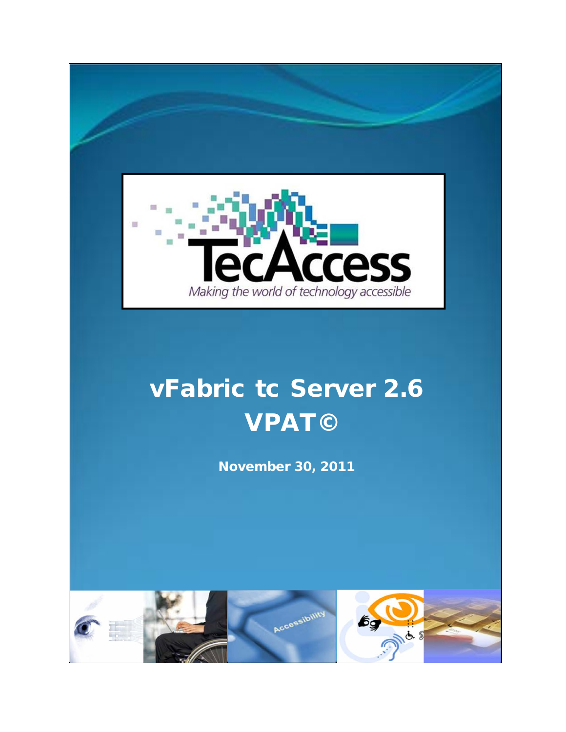TecAccess

*Making the world of technology accessible*

# vFabric tc Server 2.6 VPAT©

**November 30, 2011**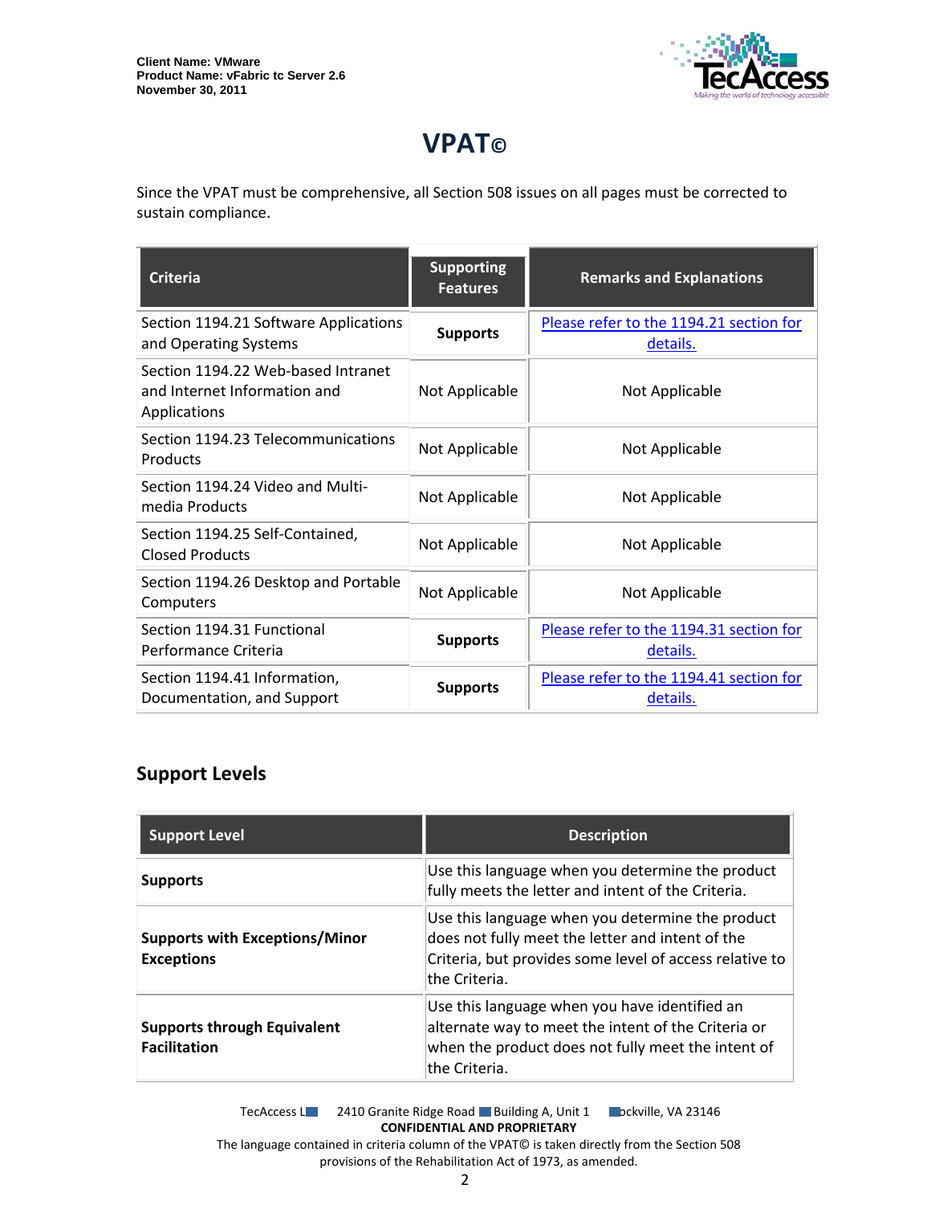Client Name: VMware
Product Name: vFabric tc Server 2.6
November 30, 2011

# VPAT©

Since the VPAT must be comprehensive, all Section 508 issues on all pages must be corrected to sustain compliance.

| Criteria | Supporting Features | Remarks and Explanations |
|---|---|---|
| Section 1194.21 Software Applications and Operating Systems | **Supports** | Please refer to the 1194.21 section for details. |
| Section 1194.22 Web-based Intranet and Internet Information and Applications | Not Applicable | Not Applicable |
| Section 1194.23 Telecommunications Products | Not Applicable | Not Applicable |
| Section 1194.24 Video and Multi-media Products | Not Applicable | Not Applicable |
| Section 1194.25 Self-Contained, Closed Products | Not Applicable | Not Applicable |
| Section 1194.26 Desktop and Portable Computers | Not Applicable | Not Applicable |
| Section 1194.31 Functional Performance Criteria | **Supports** | Please refer to the 1194.31 section for details. |
| Section 1194.41 Information, Documentation, and Support | **Supports** | Please refer to the 1194.41 section for details. |

## Support Levels

| Support Level | Description |
|---|---|
| **Supports** | Use this language when you determine the product fully meets the letter and intent of the Criteria. |
| **Supports with Exceptions/Minor Exceptions** | Use this language when you determine the product does not fully meet the letter and intent of the Criteria, but provides some level of access relative to the Criteria. |
| **Supports through Equivalent Facilitation** | Use this language when you have identified an alternate way to meet the intent of the Criteria or when the product does not fully meet the intent of the Criteria. |

TecAccess LLC 2410 Granite Ridge Road Building A, Unit 1 Rockville, VA 23146
**CONFIDENTIAL AND PROPRIETARY**
The language contained in criteria column of the VPAT© is taken directly from the Section 508 provisions of the Rehabilitation Act of 1973, as amended.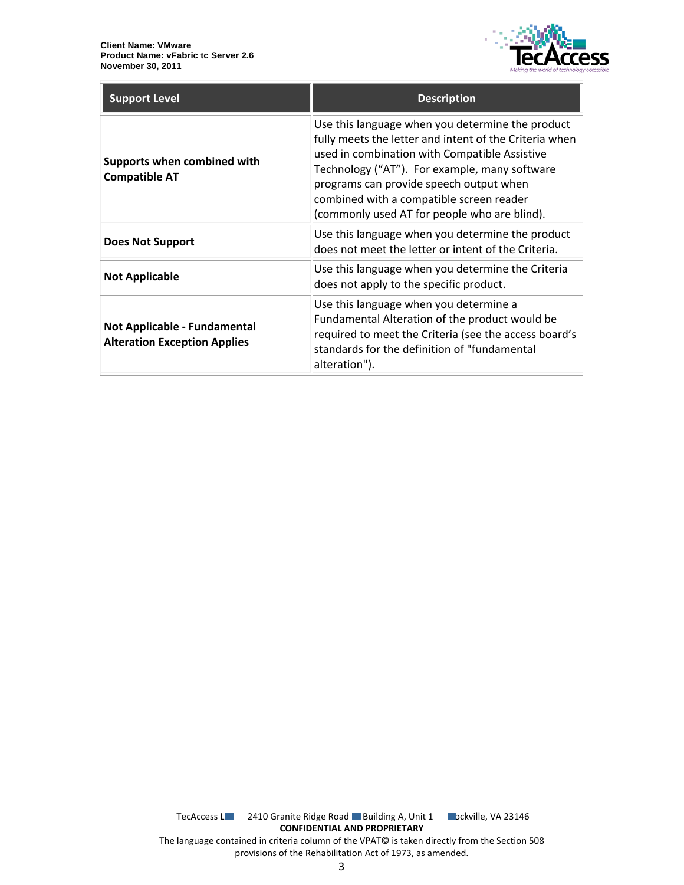| Support Level | Description |
| --- | --- |
| **Supports when combined with Compatible AT** | Use this language when you determine the product fully meets the letter and intent of the Criteria when used in combination with Compatible Assistive Technology (“AT”). For example, many software programs can provide speech output when combined with a compatible screen reader (commonly used AT for people who are blind). |
| **Does Not Support** | Use this language when you determine the product does not meet the letter or intent of the Criteria. |
| **Not Applicable** | Use this language when you determine the Criteria does not apply to the specific product. |
| **Not Applicable - Fundamental Alteration Exception Applies** | Use this language when you determine a Fundamental Alteration of the product would be required to meet the Criteria (see the access board’s standards for the definition of "fundamental alteration"). |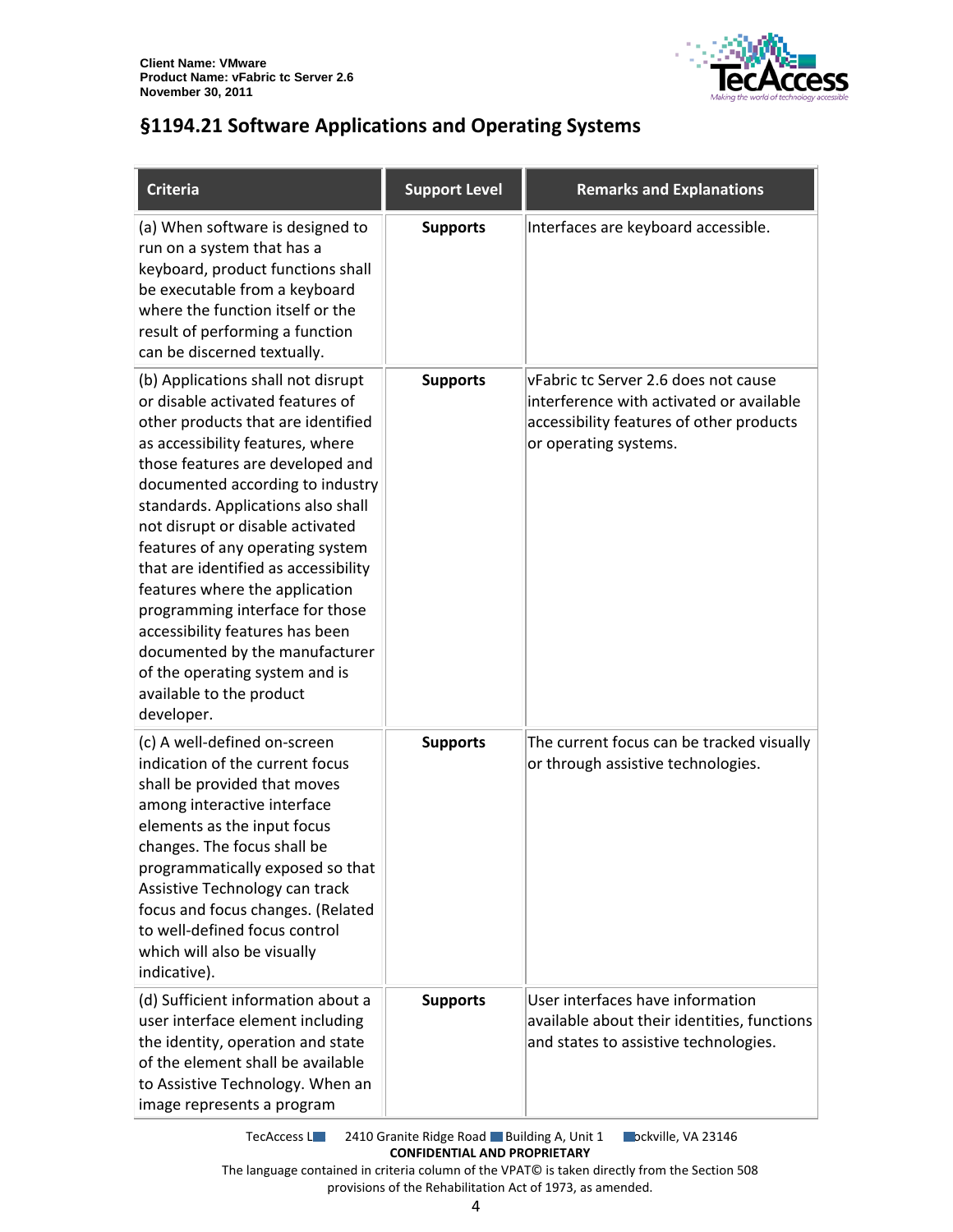## §1194.21 Software Applications and Operating Systems

| Criteria | Support Level | Remarks and Explanations |
|---|---|---|
| (a) When software is designed to run on a system that has a keyboard, product functions shall be executable from a keyboard where the function itself or the result of performing a function can be discerned textually. | **Supports** | Interfaces are keyboard accessible. |
| (b) Applications shall not disrupt or disable activated features of other products that are identified as accessibility features, where those features are developed and documented according to industry standards. Applications also shall not disrupt or disable activated features of any operating system that are identified as accessibility features where the application programming interface for those accessibility features has been documented by the manufacturer of the operating system and is available to the product developer. | **Supports** | vFabric tc Server 2.6 does not cause interference with activated or available accessibility features of other products or operating systems. |
| (c) A well-defined on-screen indication of the current focus shall be provided that moves among interactive interface elements as the input focus changes. The focus shall be programmatically exposed so that Assistive Technology can track focus and focus changes. (Related to well-defined focus control which will also be visually indicative). | **Supports** | The current focus can be tracked visually or through assistive technologies. |
| (d) Sufficient information about a user interface element including the identity, operation and state of the element shall be available to Assistive Technology. When an image represents a program | **Supports** | User interfaces have information available about their identities, functions and states to assistive technologies. |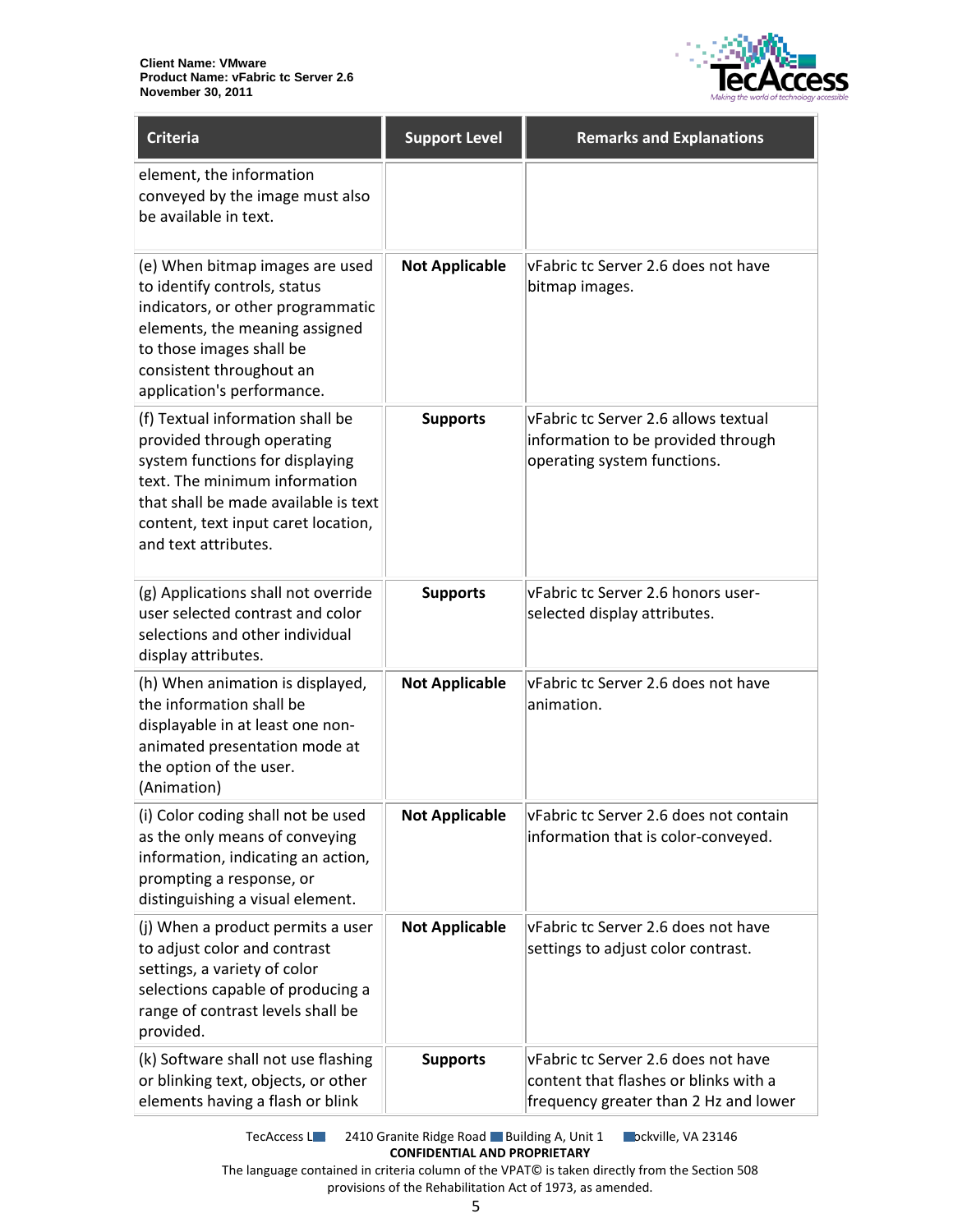| Criteria | Support Level | Remarks and Explanations |
| --- | --- | --- |
| element, the information conveyed by the image must also be available in text. | | |
| (e) When bitmap images are used to identify controls, status indicators, or other programmatic elements, the meaning assigned to those images shall be consistent throughout an application's performance. | **Not Applicable** | vFabric tc Server 2.6 does not have bitmap images. |
| (f) Textual information shall be provided through operating system functions for displaying text. The minimum information that shall be made available is text content, text input caret location, and text attributes. | **Supports** | vFabric tc Server 2.6 allows textual information to be provided through operating system functions. |
| (g) Applications shall not override user selected contrast and color selections and other individual display attributes. | **Supports** | vFabric tc Server 2.6 honors user-selected display attributes. |
| (h) When animation is displayed, the information shall be displayable in at least one non-animated presentation mode at the option of the user. (Animation) | **Not Applicable** | vFabric tc Server 2.6 does not have animation. |
| (i) Color coding shall not be used as the only means of conveying information, indicating an action, prompting a response, or distinguishing a visual element. | **Not Applicable** | vFabric tc Server 2.6 does not contain information that is color-conveyed. |
| (j) When a product permits a user to adjust color and contrast settings, a variety of color selections capable of producing a range of contrast levels shall be provided. | **Not Applicable** | vFabric tc Server 2.6 does not have settings to adjust color contrast. |
| (k) Software shall not use flashing or blinking text, objects, or other elements having a flash or blink | **Supports** | vFabric tc Server 2.6 does not have content that flashes or blinks with a frequency greater than 2 Hz and lower |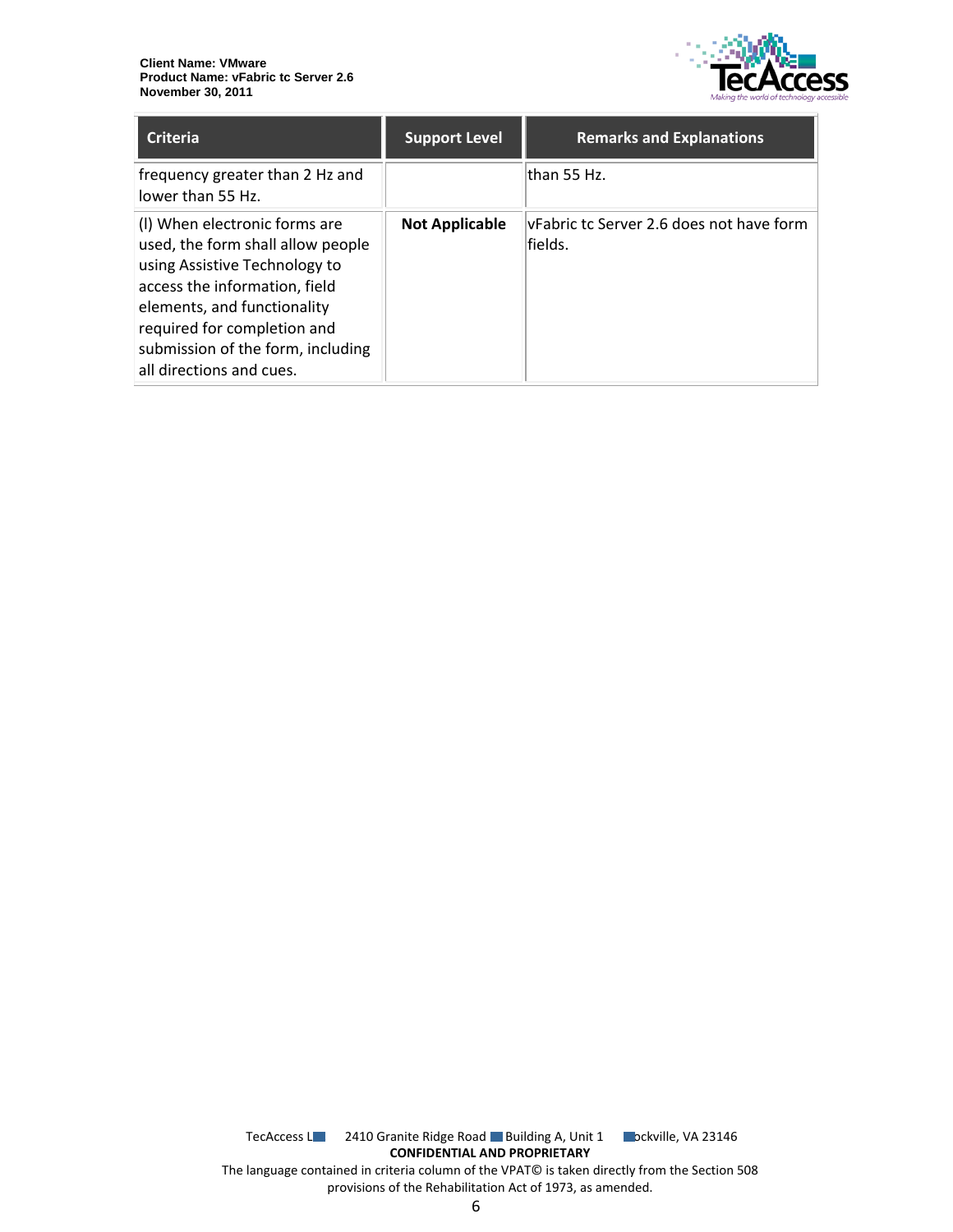| Criteria | Support Level | Remarks and Explanations |
| --- | --- | --- |
| frequency greater than 2 Hz and lower than 55 Hz. | | than 55 Hz. |
| (l) When electronic forms are used, the form shall allow people using Assistive Technology to access the information, field elements, and functionality required for completion and submission of the form, including all directions and cues. | **Not Applicable** | vFabric tc Server 2.6 does not have form fields. |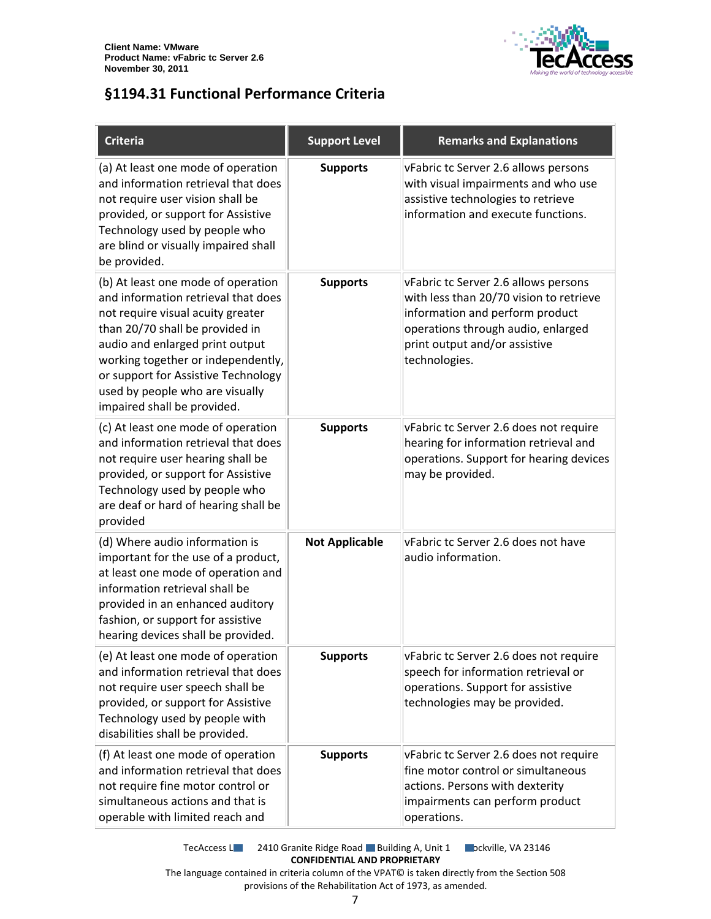Client Name: VMware
Product Name: vFabric tc Server 2.6
November 30, 2011

## §1194.31 Functional Performance Criteria

| Criteria | Support Level | Remarks and Explanations |
|---|---|---|
| (a) At least one mode of operation and information retrieval that does not require user vision shall be provided, or support for Assistive Technology used by people who are blind or visually impaired shall be provided. | **Supports** | vFabric tc Server 2.6 allows persons with visual impairments and who use assistive technologies to retrieve information and execute functions. |
| (b) At least one mode of operation and information retrieval that does not require visual acuity greater than 20/70 shall be provided in audio and enlarged print output working together or independently, or support for Assistive Technology used by people who are visually impaired shall be provided. | **Supports** | vFabric tc Server 2.6 allows persons with less than 20/70 vision to retrieve information and perform product operations through audio, enlarged print output and/or assistive technologies. |
| (c) At least one mode of operation and information retrieval that does not require user hearing shall be provided, or support for Assistive Technology used by people who are deaf or hard of hearing shall be provided | **Supports** | vFabric tc Server 2.6 does not require hearing for information retrieval and operations. Support for hearing devices may be provided. |
| (d) Where audio information is important for the use of a product, at least one mode of operation and information retrieval shall be provided in an enhanced auditory fashion, or support for assistive hearing devices shall be provided. | **Not Applicable** | vFabric tc Server 2.6 does not have audio information. |
| (e) At least one mode of operation and information retrieval that does not require user speech shall be provided, or support for Assistive Technology used by people with disabilities shall be provided. | **Supports** | vFabric tc Server 2.6 does not require speech for information retrieval or operations. Support for assistive technologies may be provided. |
| (f) At least one mode of operation and information retrieval that does not require fine motor control or simultaneous actions and that is operable with limited reach and | **Supports** | vFabric tc Server 2.6 does not require fine motor control or simultaneous actions. Persons with dexterity impairments can perform product operations. |

TecAccess LLC 2410 Granite Ridge Road Building A, Unit 1 Rockville, VA 23146
**CONFIDENTIAL AND PROPRIETARY**
The language contained in criteria column of the VPAT© is taken directly from the Section 508 provisions of the Rehabilitation Act of 1973, as amended.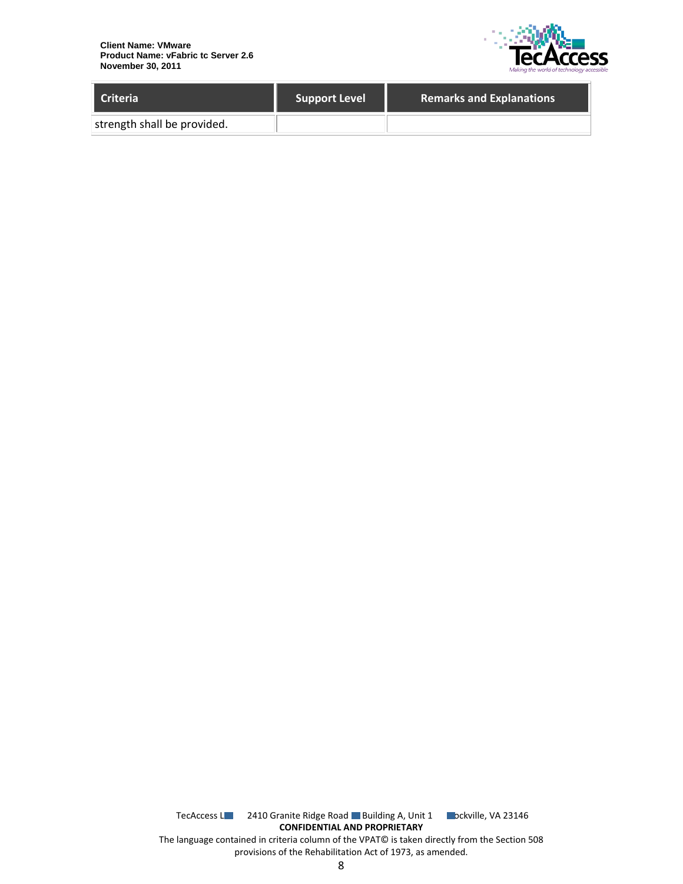| Criteria | Support Level | Remarks and Explanations |
| --- | --- | --- |
| strength shall be provided. | | |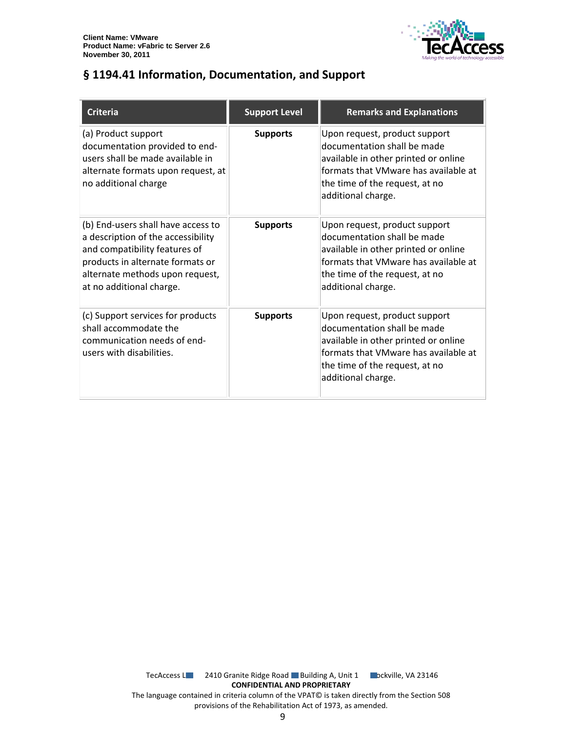## § 1194.41 Information, Documentation, and Support

| Criteria | Support Level | Remarks and Explanations |
|---|---|---|
| (a) Product support documentation provided to end-users shall be made available in alternate formats upon request, at no additional charge | **Supports** | Upon request, product support documentation shall be made available in other printed or online formats that VMware has available at the time of the request, at no additional charge. |
| (b) End-users shall have access to a description of the accessibility and compatibility features of products in alternate formats or alternate methods upon request, at no additional charge. | **Supports** | Upon request, product support documentation shall be made available in other printed or online formats that VMware has available at the time of the request, at no additional charge. |
| (c) Support services for products shall accommodate the communication needs of end-users with disabilities. | **Supports** | Upon request, product support documentation shall be made available in other printed or online formats that VMware has available at the time of the request, at no additional charge. |